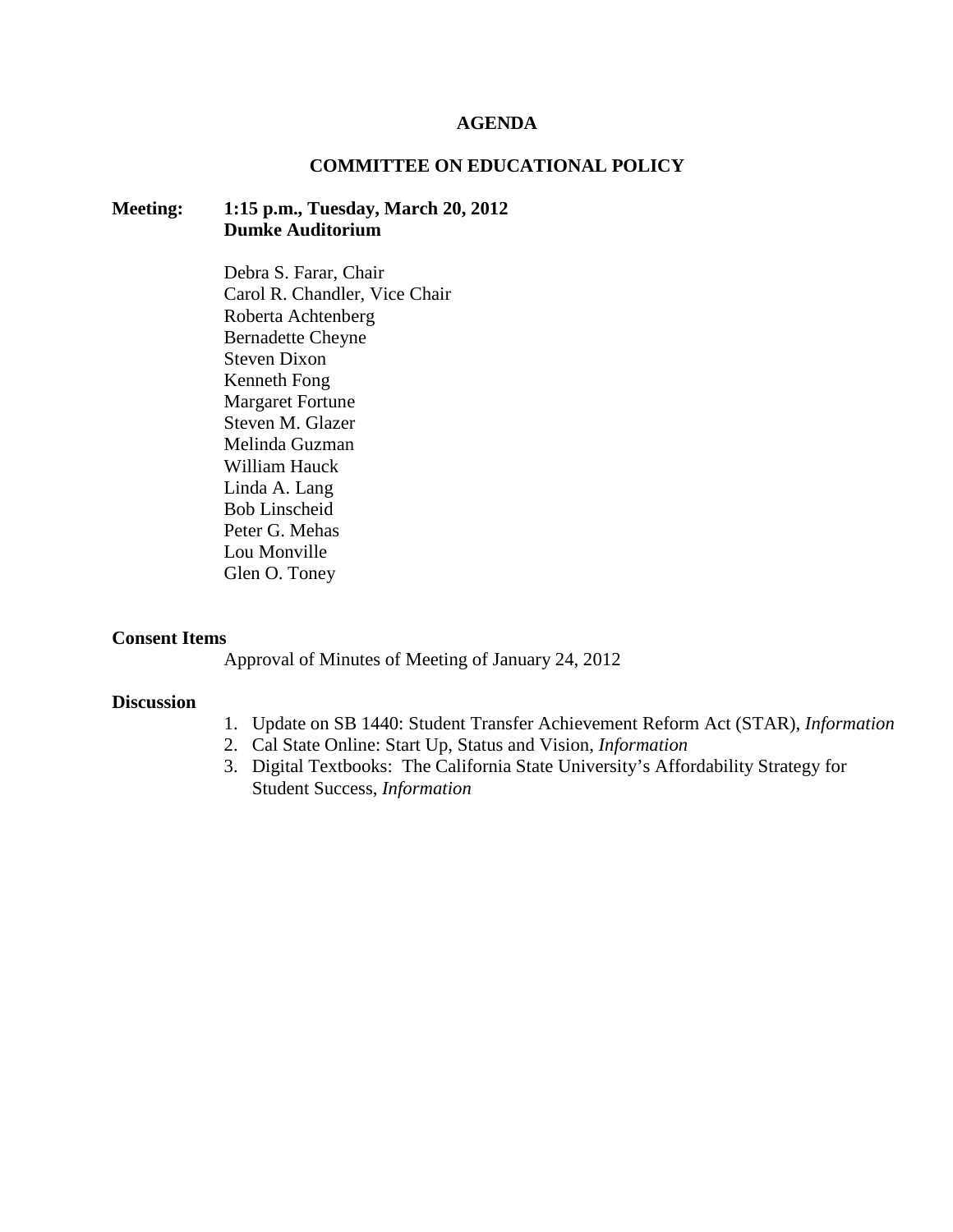# AGENDA

## COMMITTEE ON EDUCATIONAL POLICY

**Meeting:** **1:15 p.m., Tuesday, March 20, 2012**
**Dumke Auditorium**

Debra S. Farar, Chair
Carol R. Chandler, Vice Chair
Roberta Achtenberg
Bernadette Cheyne
Steven Dixon
Kenneth Fong
Margaret Fortune
Steven M. Glazer
Melinda Guzman
William Hauck
Linda A. Lang
Bob Linscheid
Peter G. Mehas
Lou Monville
Glen O. Toney

**Consent Items**

Approval of Minutes of Meeting of January 24, 2012

**Discussion**

1. Update on SB 1440: Student Transfer Achievement Reform Act (STAR), *Information*
2. Cal State Online: Start Up, Status and Vision, *Information*
3. Digital Textbooks: The California State University's Affordability Strategy for Student Success, *Information*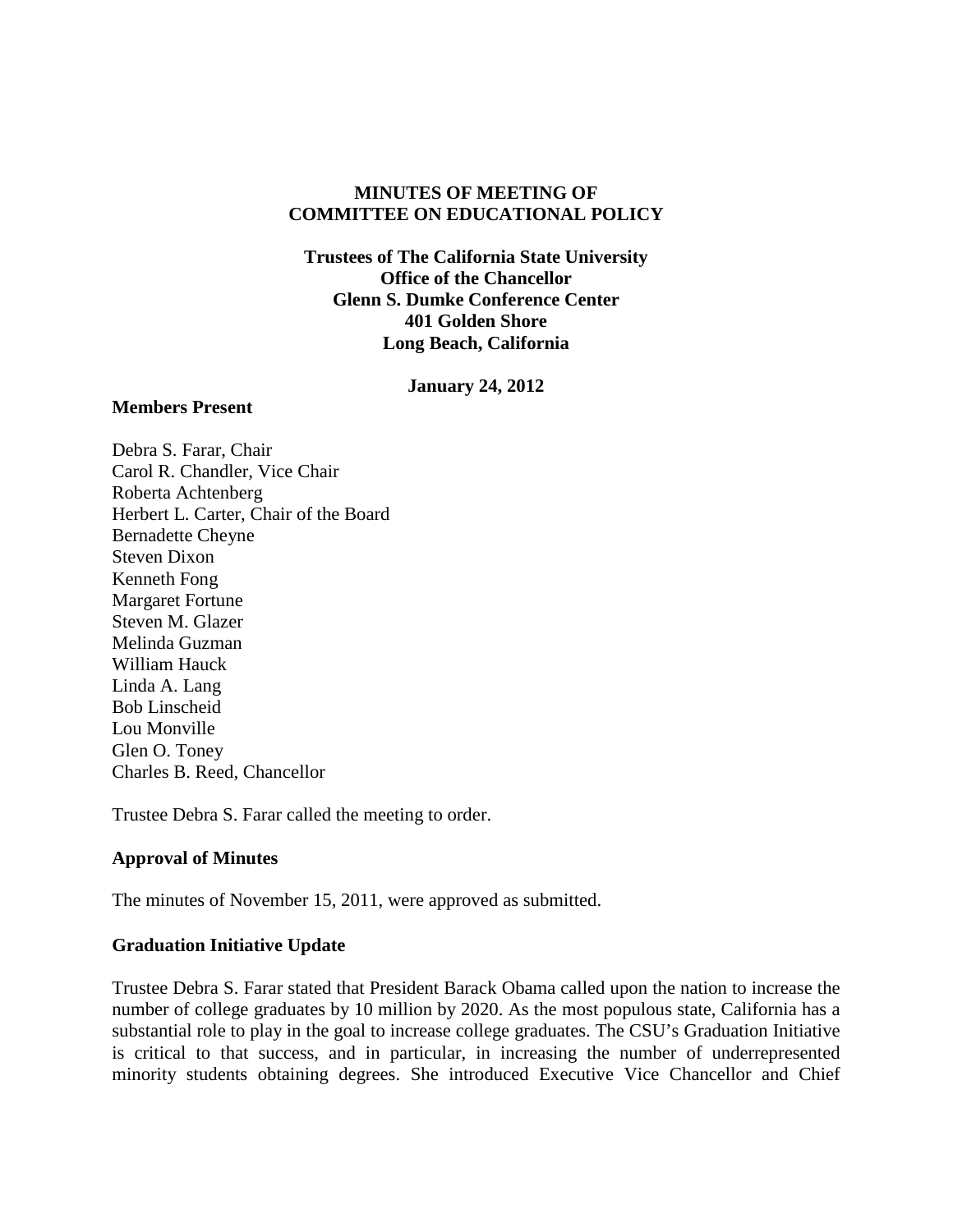# MINUTES OF MEETING OF COMMITTEE ON EDUCATIONAL POLICY

**Trustees of The California State University**
**Office of the Chancellor**
**Glenn S. Dumke Conference Center**
**401 Golden Shore**
**Long Beach, California**

**January 24, 2012**

## Members Present

Debra S. Farar, Chair
Carol R. Chandler, Vice Chair
Roberta Achtenberg
Herbert L. Carter, Chair of the Board
Bernadette Cheyne
Steven Dixon
Kenneth Fong
Margaret Fortune
Steven M. Glazer
Melinda Guzman
William Hauck
Linda A. Lang
Bob Linscheid
Lou Monville
Glen O. Toney
Charles B. Reed, Chancellor

Trustee Debra S. Farar called the meeting to order.

## Approval of Minutes

The minutes of November 15, 2011, were approved as submitted.

## Graduation Initiative Update

Trustee Debra S. Farar stated that President Barack Obama called upon the nation to increase the number of college graduates by 10 million by 2020. As the most populous state, California has a substantial role to play in the goal to increase college graduates. The CSU's Graduation Initiative is critical to that success, and in particular, in increasing the number of underrepresented minority students obtaining degrees. She introduced Executive Vice Chancellor and Chief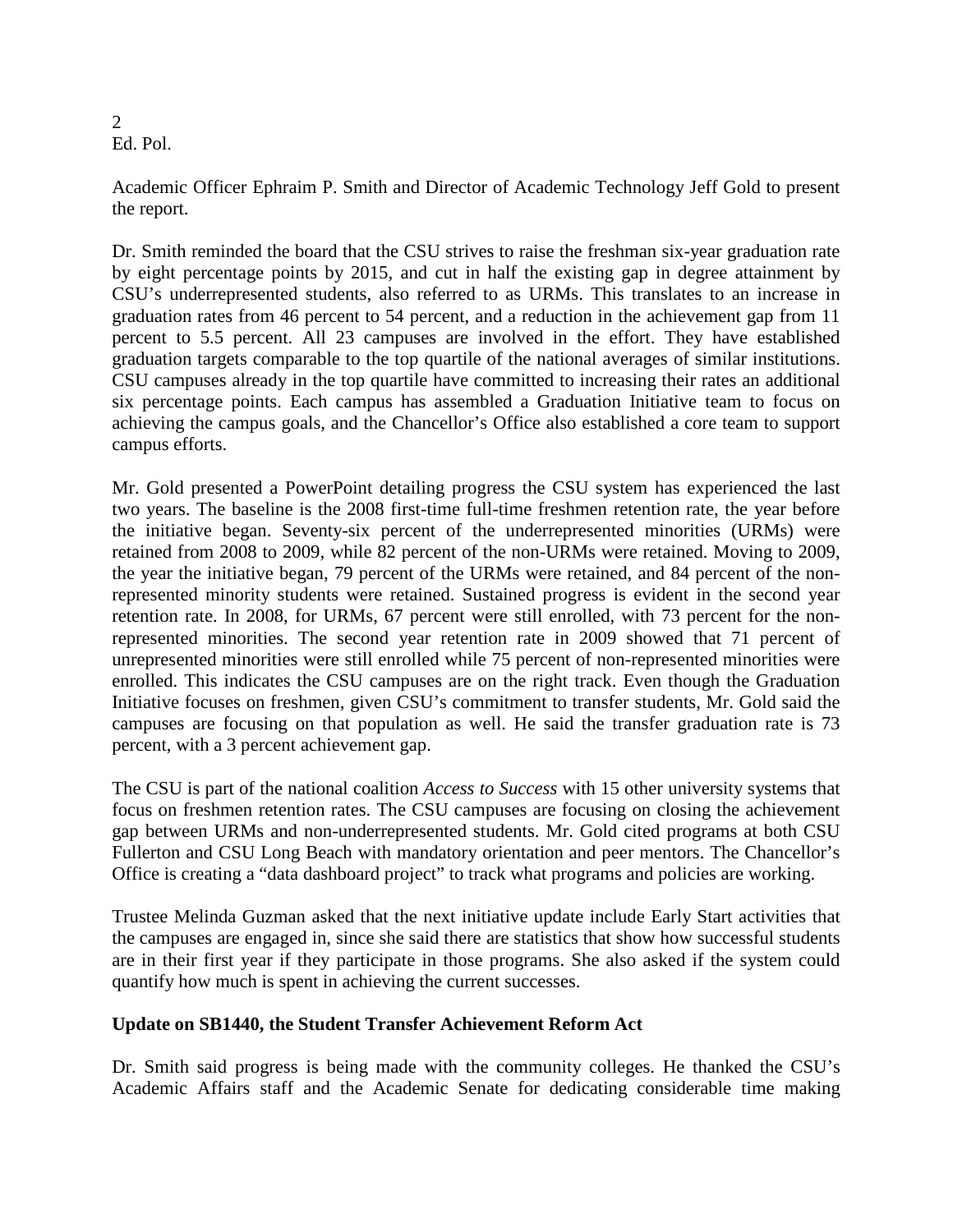Academic Officer Ephraim P. Smith and Director of Academic Technology Jeff Gold to present the report.

Dr. Smith reminded the board that the CSU strives to raise the freshman six-year graduation rate by eight percentage points by 2015, and cut in half the existing gap in degree attainment by CSU's underrepresented students, also referred to as URMs. This translates to an increase in graduation rates from 46 percent to 54 percent, and a reduction in the achievement gap from 11 percent to 5.5 percent. All 23 campuses are involved in the effort. They have established graduation targets comparable to the top quartile of the national averages of similar institutions. CSU campuses already in the top quartile have committed to increasing their rates an additional six percentage points. Each campus has assembled a Graduation Initiative team to focus on achieving the campus goals, and the Chancellor's Office also established a core team to support campus efforts.

Mr. Gold presented a PowerPoint detailing progress the CSU system has experienced the last two years. The baseline is the 2008 first-time full-time freshmen retention rate, the year before the initiative began. Seventy-six percent of the underrepresented minorities (URMs) were retained from 2008 to 2009, while 82 percent of the non-URMs were retained. Moving to 2009, the year the initiative began, 79 percent of the URMs were retained, and 84 percent of the non-represented minority students were retained. Sustained progress is evident in the second year retention rate. In 2008, for URMs, 67 percent were still enrolled, with 73 percent for the non-represented minorities. The second year retention rate in 2009 showed that 71 percent of unrepresented minorities were still enrolled while 75 percent of non-represented minorities were enrolled. This indicates the CSU campuses are on the right track. Even though the Graduation Initiative focuses on freshmen, given CSU's commitment to transfer students, Mr. Gold said the campuses are focusing on that population as well. He said the transfer graduation rate is 73 percent, with a 3 percent achievement gap.

The CSU is part of the national coalition *Access to Success* with 15 other university systems that focus on freshmen retention rates. The CSU campuses are focusing on closing the achievement gap between URMs and non-underrepresented students. Mr. Gold cited programs at both CSU Fullerton and CSU Long Beach with mandatory orientation and peer mentors. The Chancellor's Office is creating a "data dashboard project" to track what programs and policies are working.

Trustee Melinda Guzman asked that the next initiative update include Early Start activities that the campuses are engaged in, since she said there are statistics that show how successful students are in their first year if they participate in those programs. She also asked if the system could quantify how much is spent in achieving the current successes.

**Update on SB1440, the Student Transfer Achievement Reform Act**

Dr. Smith said progress is being made with the community colleges. He thanked the CSU's Academic Affairs staff and the Academic Senate for dedicating considerable time making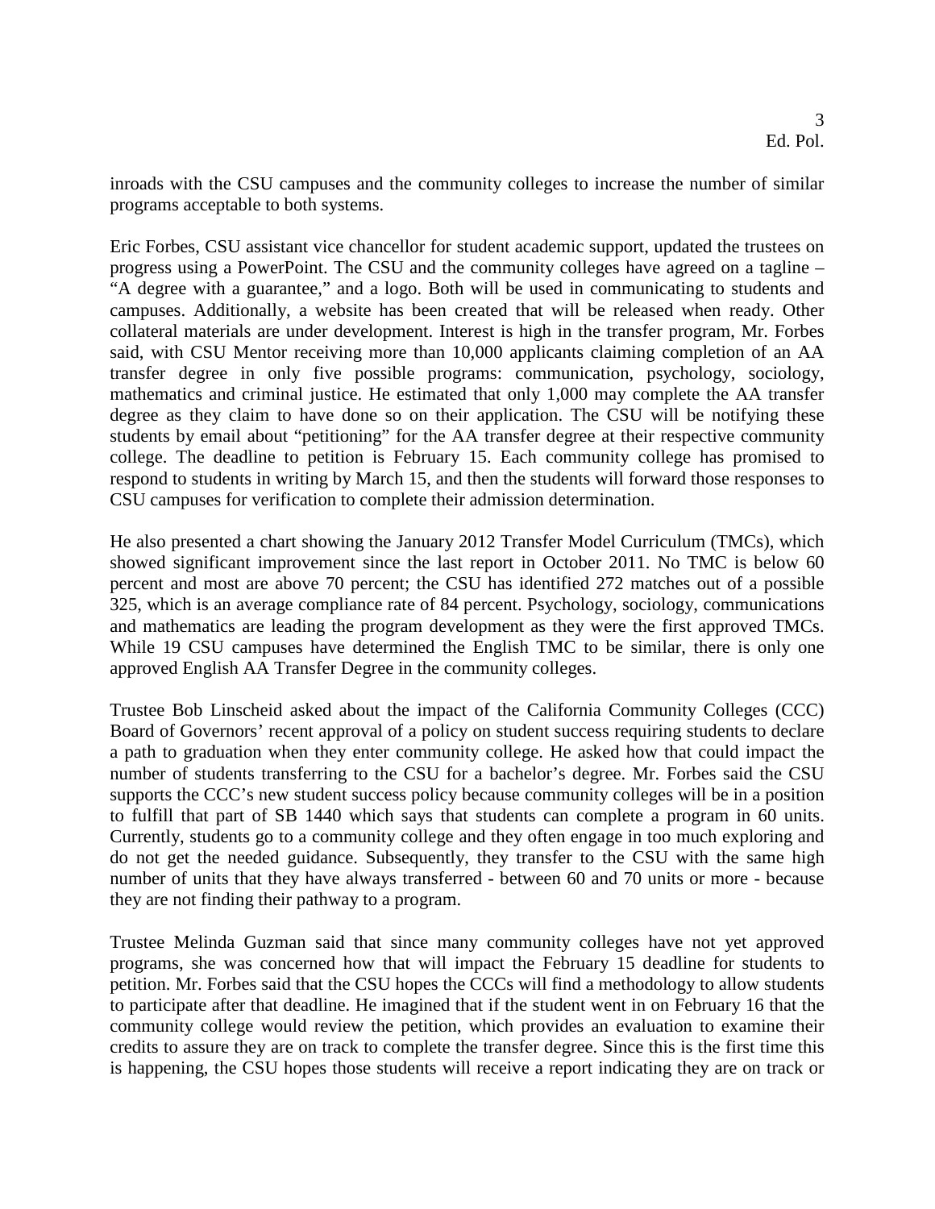inroads with the CSU campuses and the community colleges to increase the number of similar programs acceptable to both systems.

Eric Forbes, CSU assistant vice chancellor for student academic support, updated the trustees on progress using a PowerPoint. The CSU and the community colleges have agreed on a tagline – "A degree with a guarantee," and a logo. Both will be used in communicating to students and campuses. Additionally, a website has been created that will be released when ready. Other collateral materials are under development. Interest is high in the transfer program, Mr. Forbes said, with CSU Mentor receiving more than 10,000 applicants claiming completion of an AA transfer degree in only five possible programs: communication, psychology, sociology, mathematics and criminal justice. He estimated that only 1,000 may complete the AA transfer degree as they claim to have done so on their application. The CSU will be notifying these students by email about "petitioning" for the AA transfer degree at their respective community college. The deadline to petition is February 15. Each community college has promised to respond to students in writing by March 15, and then the students will forward those responses to CSU campuses for verification to complete their admission determination.

He also presented a chart showing the January 2012 Transfer Model Curriculum (TMCs), which showed significant improvement since the last report in October 2011. No TMC is below 60 percent and most are above 70 percent; the CSU has identified 272 matches out of a possible 325, which is an average compliance rate of 84 percent. Psychology, sociology, communications and mathematics are leading the program development as they were the first approved TMCs. While 19 CSU campuses have determined the English TMC to be similar, there is only one approved English AA Transfer Degree in the community colleges.

Trustee Bob Linscheid asked about the impact of the California Community Colleges (CCC) Board of Governors' recent approval of a policy on student success requiring students to declare a path to graduation when they enter community college. He asked how that could impact the number of students transferring to the CSU for a bachelor's degree. Mr. Forbes said the CSU supports the CCC's new student success policy because community colleges will be in a position to fulfill that part of SB 1440 which says that students can complete a program in 60 units. Currently, students go to a community college and they often engage in too much exploring and do not get the needed guidance. Subsequently, they transfer to the CSU with the same high number of units that they have always transferred - between 60 and 70 units or more - because they are not finding their pathway to a program.

Trustee Melinda Guzman said that since many community colleges have not yet approved programs, she was concerned how that will impact the February 15 deadline for students to petition. Mr. Forbes said that the CSU hopes the CCCs will find a methodology to allow students to participate after that deadline. He imagined that if the student went in on February 16 that the community college would review the petition, which provides an evaluation to examine their credits to assure they are on track to complete the transfer degree. Since this is the first time this is happening, the CSU hopes those students will receive a report indicating they are on track or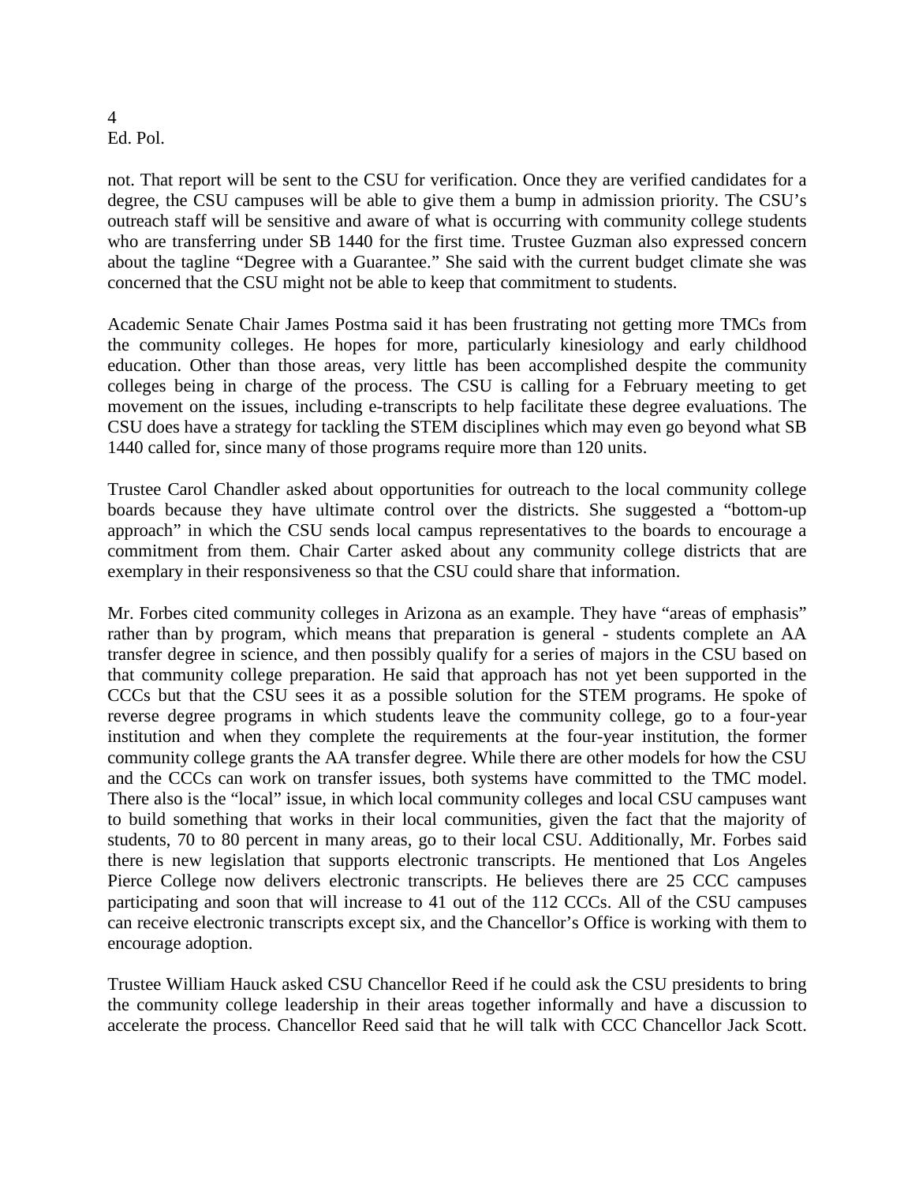not. That report will be sent to the CSU for verification. Once they are verified candidates for a degree, the CSU campuses will be able to give them a bump in admission priority. The CSU's outreach staff will be sensitive and aware of what is occurring with community college students who are transferring under SB 1440 for the first time. Trustee Guzman also expressed concern about the tagline "Degree with a Guarantee." She said with the current budget climate she was concerned that the CSU might not be able to keep that commitment to students.

Academic Senate Chair James Postma said it has been frustrating not getting more TMCs from the community colleges. He hopes for more, particularly kinesiology and early childhood education. Other than those areas, very little has been accomplished despite the community colleges being in charge of the process. The CSU is calling for a February meeting to get movement on the issues, including e-transcripts to help facilitate these degree evaluations. The CSU does have a strategy for tackling the STEM disciplines which may even go beyond what SB 1440 called for, since many of those programs require more than 120 units.

Trustee Carol Chandler asked about opportunities for outreach to the local community college boards because they have ultimate control over the districts. She suggested a "bottom-up approach" in which the CSU sends local campus representatives to the boards to encourage a commitment from them. Chair Carter asked about any community college districts that are exemplary in their responsiveness so that the CSU could share that information.

Mr. Forbes cited community colleges in Arizona as an example. They have "areas of emphasis" rather than by program, which means that preparation is general - students complete an AA transfer degree in science, and then possibly qualify for a series of majors in the CSU based on that community college preparation. He said that approach has not yet been supported in the CCCs but that the CSU sees it as a possible solution for the STEM programs. He spoke of reverse degree programs in which students leave the community college, go to a four-year institution and when they complete the requirements at the four-year institution, the former community college grants the AA transfer degree. While there are other models for how the CSU and the CCCs can work on transfer issues, both systems have committed to the TMC model. There also is the "local" issue, in which local community colleges and local CSU campuses want to build something that works in their local communities, given the fact that the majority of students, 70 to 80 percent in many areas, go to their local CSU. Additionally, Mr. Forbes said there is new legislation that supports electronic transcripts. He mentioned that Los Angeles Pierce College now delivers electronic transcripts. He believes there are 25 CCC campuses participating and soon that will increase to 41 out of the 112 CCCs. All of the CSU campuses can receive electronic transcripts except six, and the Chancellor's Office is working with them to encourage adoption.

Trustee William Hauck asked CSU Chancellor Reed if he could ask the CSU presidents to bring the community college leadership in their areas together informally and have a discussion to accelerate the process. Chancellor Reed said that he will talk with CCC Chancellor Jack Scott.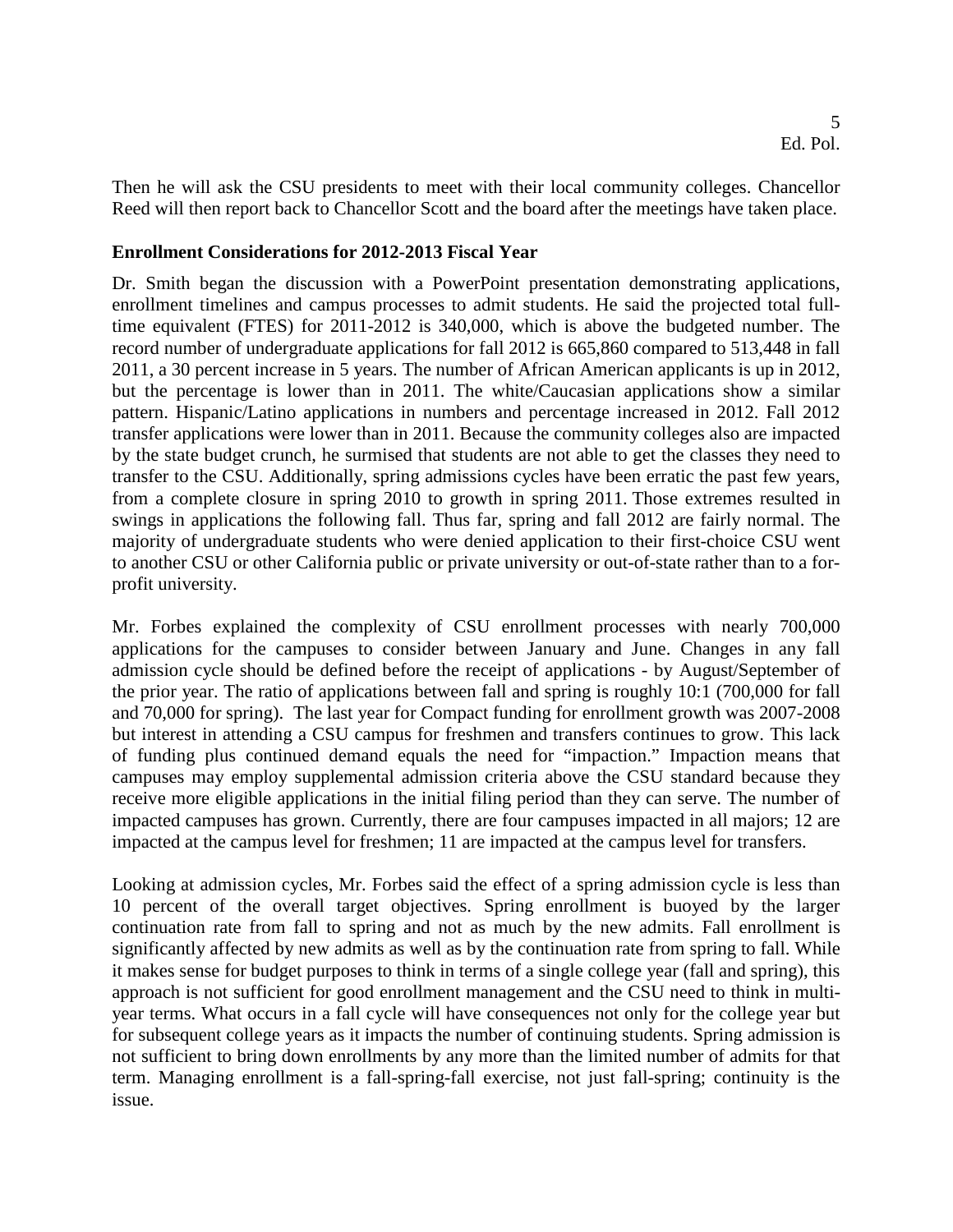Then he will ask the CSU presidents to meet with their local community colleges. Chancellor Reed will then report back to Chancellor Scott and the board after the meetings have taken place.

**Enrollment Considerations for 2012-2013 Fiscal Year**

Dr. Smith began the discussion with a PowerPoint presentation demonstrating applications, enrollment timelines and campus processes to admit students. He said the projected total full-time equivalent (FTES) for 2011-2012 is 340,000, which is above the budgeted number. The record number of undergraduate applications for fall 2012 is 665,860 compared to 513,448 in fall 2011, a 30 percent increase in 5 years. The number of African American applicants is up in 2012, but the percentage is lower than in 2011. The white/Caucasian applications show a similar pattern. Hispanic/Latino applications in numbers and percentage increased in 2012. Fall 2012 transfer applications were lower than in 2011. Because the community colleges also are impacted by the state budget crunch, he surmised that students are not able to get the classes they need to transfer to the CSU. Additionally, spring admissions cycles have been erratic the past few years, from a complete closure in spring 2010 to growth in spring 2011. Those extremes resulted in swings in applications the following fall. Thus far, spring and fall 2012 are fairly normal. The majority of undergraduate students who were denied application to their first-choice CSU went to another CSU or other California public or private university or out-of-state rather than to a for-profit university.

Mr. Forbes explained the complexity of CSU enrollment processes with nearly 700,000 applications for the campuses to consider between January and June. Changes in any fall admission cycle should be defined before the receipt of applications - by August/September of the prior year. The ratio of applications between fall and spring is roughly 10:1 (700,000 for fall and 70,000 for spring). The last year for Compact funding for enrollment growth was 2007-2008 but interest in attending a CSU campus for freshmen and transfers continues to grow. This lack of funding plus continued demand equals the need for "impaction." Impaction means that campuses may employ supplemental admission criteria above the CSU standard because they receive more eligible applications in the initial filing period than they can serve. The number of impacted campuses has grown. Currently, there are four campuses impacted in all majors; 12 are impacted at the campus level for freshmen; 11 are impacted at the campus level for transfers.

Looking at admission cycles, Mr. Forbes said the effect of a spring admission cycle is less than 10 percent of the overall target objectives. Spring enrollment is buoyed by the larger continuation rate from fall to spring and not as much by the new admits. Fall enrollment is significantly affected by new admits as well as by the continuation rate from spring to fall. While it makes sense for budget purposes to think in terms of a single college year (fall and spring), this approach is not sufficient for good enrollment management and the CSU need to think in multi-year terms. What occurs in a fall cycle will have consequences not only for the college year but for subsequent college years as it impacts the number of continuing students. Spring admission is not sufficient to bring down enrollments by any more than the limited number of admits for that term. Managing enrollment is a fall-spring-fall exercise, not just fall-spring; continuity is the issue.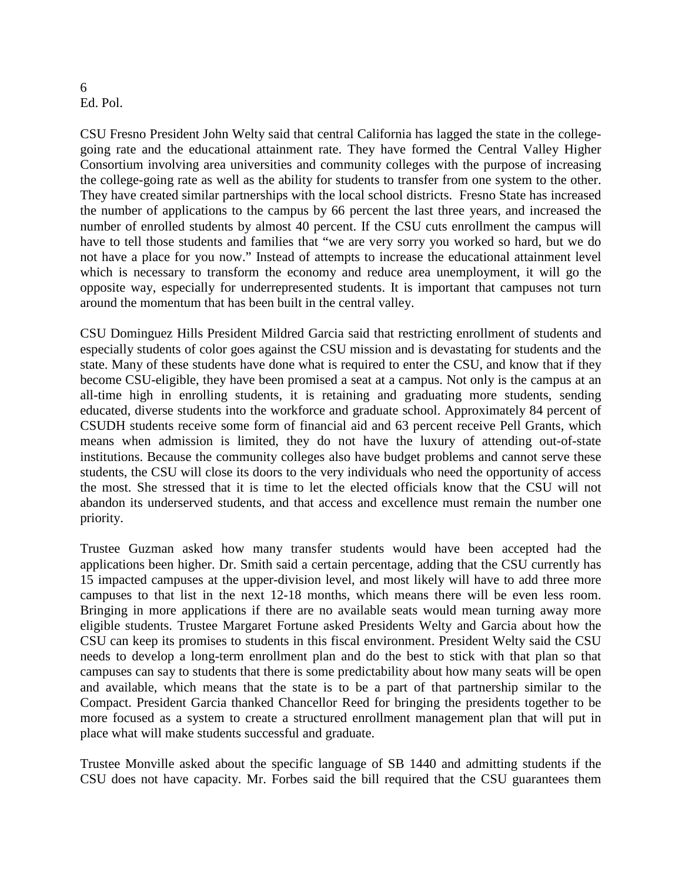CSU Fresno President John Welty said that central California has lagged the state in the college-going rate and the educational attainment rate. They have formed the Central Valley Higher Consortium involving area universities and community colleges with the purpose of increasing the college-going rate as well as the ability for students to transfer from one system to the other. They have created similar partnerships with the local school districts. Fresno State has increased the number of applications to the campus by 66 percent the last three years, and increased the number of enrolled students by almost 40 percent. If the CSU cuts enrollment the campus will have to tell those students and families that "we are very sorry you worked so hard, but we do not have a place for you now." Instead of attempts to increase the educational attainment level which is necessary to transform the economy and reduce area unemployment, it will go the opposite way, especially for underrepresented students. It is important that campuses not turn around the momentum that has been built in the central valley.

CSU Dominguez Hills President Mildred Garcia said that restricting enrollment of students and especially students of color goes against the CSU mission and is devastating for students and the state. Many of these students have done what is required to enter the CSU, and know that if they become CSU-eligible, they have been promised a seat at a campus. Not only is the campus at an all-time high in enrolling students, it is retaining and graduating more students, sending educated, diverse students into the workforce and graduate school. Approximately 84 percent of CSUDH students receive some form of financial aid and 63 percent receive Pell Grants, which means when admission is limited, they do not have the luxury of attending out-of-state institutions. Because the community colleges also have budget problems and cannot serve these students, the CSU will close its doors to the very individuals who need the opportunity of access the most. She stressed that it is time to let the elected officials know that the CSU will not abandon its underserved students, and that access and excellence must remain the number one priority.

Trustee Guzman asked how many transfer students would have been accepted had the applications been higher. Dr. Smith said a certain percentage, adding that the CSU currently has 15 impacted campuses at the upper-division level, and most likely will have to add three more campuses to that list in the next 12-18 months, which means there will be even less room. Bringing in more applications if there are no available seats would mean turning away more eligible students. Trustee Margaret Fortune asked Presidents Welty and Garcia about how the CSU can keep its promises to students in this fiscal environment. President Welty said the CSU needs to develop a long-term enrollment plan and do the best to stick with that plan so that campuses can say to students that there is some predictability about how many seats will be open and available, which means that the state is to be a part of that partnership similar to the Compact. President Garcia thanked Chancellor Reed for bringing the presidents together to be more focused as a system to create a structured enrollment management plan that will put in place what will make students successful and graduate.

Trustee Monville asked about the specific language of SB 1440 and admitting students if the CSU does not have capacity. Mr. Forbes said the bill required that the CSU guarantees them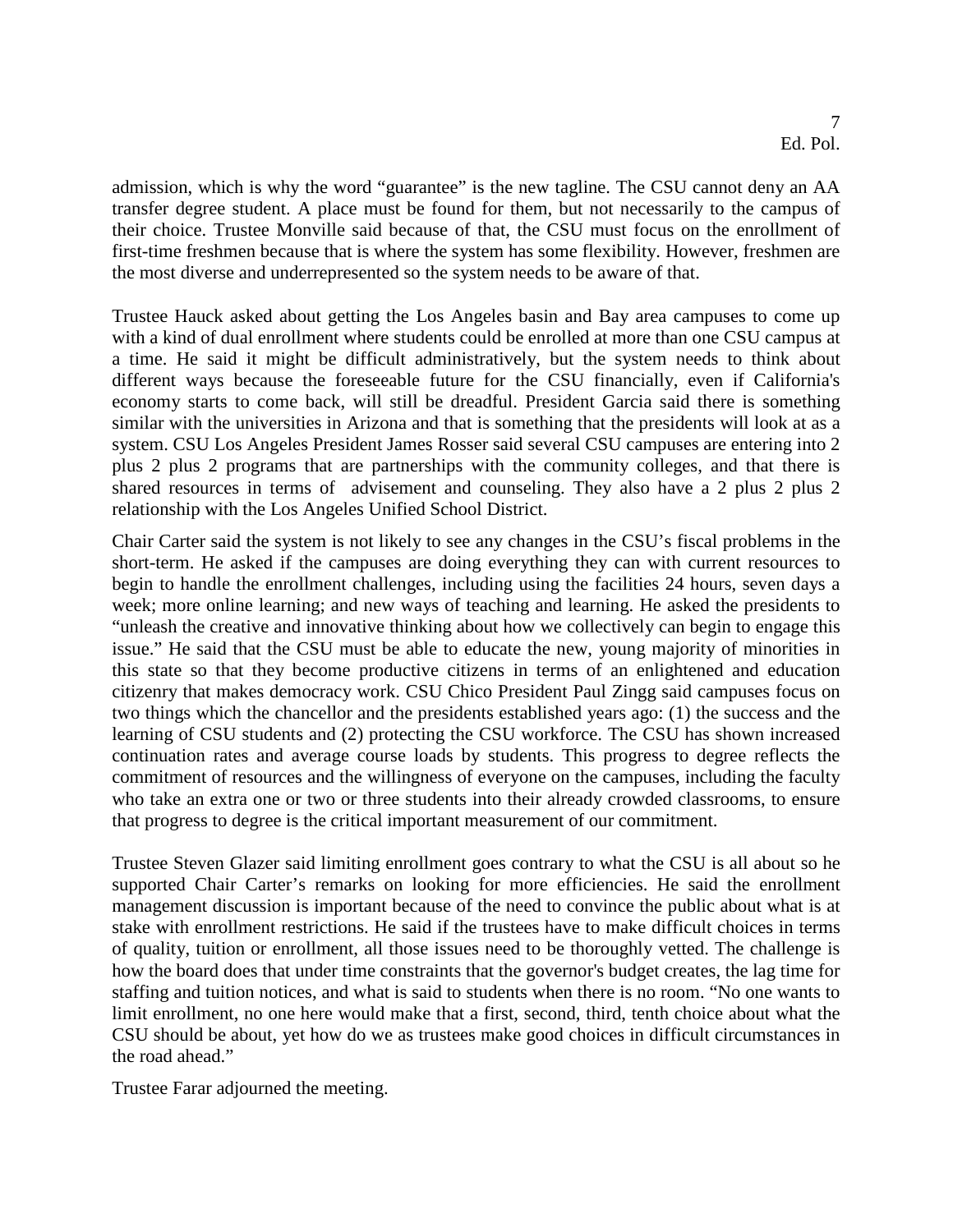admission, which is why the word "guarantee" is the new tagline. The CSU cannot deny an AA transfer degree student. A place must be found for them, but not necessarily to the campus of their choice. Trustee Monville said because of that, the CSU must focus on the enrollment of first-time freshmen because that is where the system has some flexibility. However, freshmen are the most diverse and underrepresented so the system needs to be aware of that.

Trustee Hauck asked about getting the Los Angeles basin and Bay area campuses to come up with a kind of dual enrollment where students could be enrolled at more than one CSU campus at a time. He said it might be difficult administratively, but the system needs to think about different ways because the foreseeable future for the CSU financially, even if California's economy starts to come back, will still be dreadful. President Garcia said there is something similar with the universities in Arizona and that is something that the presidents will look at as a system. CSU Los Angeles President James Rosser said several CSU campuses are entering into 2 plus 2 plus 2 programs that are partnerships with the community colleges, and that there is shared resources in terms of advisement and counseling. They also have a 2 plus 2 plus 2 relationship with the Los Angeles Unified School District.

Chair Carter said the system is not likely to see any changes in the CSU's fiscal problems in the short-term. He asked if the campuses are doing everything they can with current resources to begin to handle the enrollment challenges, including using the facilities 24 hours, seven days a week; more online learning; and new ways of teaching and learning. He asked the presidents to "unleash the creative and innovative thinking about how we collectively can begin to engage this issue." He said that the CSU must be able to educate the new, young majority of minorities in this state so that they become productive citizens in terms of an enlightened and education citizenry that makes democracy work. CSU Chico President Paul Zingg said campuses focus on two things which the chancellor and the presidents established years ago: (1) the success and the learning of CSU students and (2) protecting the CSU workforce. The CSU has shown increased continuation rates and average course loads by students. This progress to degree reflects the commitment of resources and the willingness of everyone on the campuses, including the faculty who take an extra one or two or three students into their already crowded classrooms, to ensure that progress to degree is the critical important measurement of our commitment.

Trustee Steven Glazer said limiting enrollment goes contrary to what the CSU is all about so he supported Chair Carter's remarks on looking for more efficiencies. He said the enrollment management discussion is important because of the need to convince the public about what is at stake with enrollment restrictions. He said if the trustees have to make difficult choices in terms of quality, tuition or enrollment, all those issues need to be thoroughly vetted. The challenge is how the board does that under time constraints that the governor's budget creates, the lag time for staffing and tuition notices, and what is said to students when there is no room. "No one wants to limit enrollment, no one here would make that a first, second, third, tenth choice about what the CSU should be about, yet how do we as trustees make good choices in difficult circumstances in the road ahead."

Trustee Farar adjourned the meeting.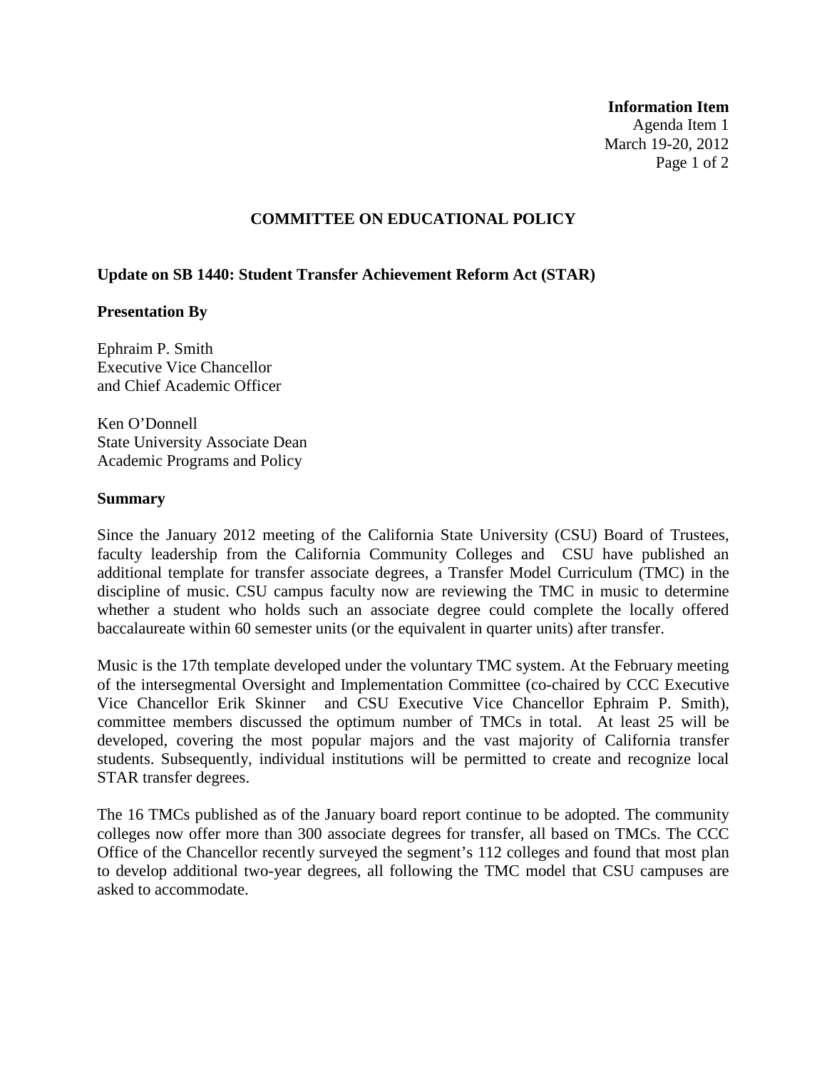**Information Item**
Agenda Item 1
March 19-20, 2012

## COMMITTEE ON EDUCATIONAL POLICY

**Update on SB 1440: Student Transfer Achievement Reform Act (STAR)**

**Presentation By**

Ephraim P. Smith
Executive Vice Chancellor
and Chief Academic Officer

Ken O'Donnell
State University Associate Dean
Academic Programs and Policy

**Summary**

Since the January 2012 meeting of the California State University (CSU) Board of Trustees, faculty leadership from the California Community Colleges and CSU have published an additional template for transfer associate degrees, a Transfer Model Curriculum (TMC) in the discipline of music. CSU campus faculty now are reviewing the TMC in music to determine whether a student who holds such an associate degree could complete the locally offered baccalaureate within 60 semester units (or the equivalent in quarter units) after transfer.

Music is the 17th template developed under the voluntary TMC system. At the February meeting of the intersegmental Oversight and Implementation Committee (co-chaired by CCC Executive Vice Chancellor Erik Skinner and CSU Executive Vice Chancellor Ephraim P. Smith), committee members discussed the optimum number of TMCs in total. At least 25 will be developed, covering the most popular majors and the vast majority of California transfer students. Subsequently, individual institutions will be permitted to create and recognize local STAR transfer degrees.

The 16 TMCs published as of the January board report continue to be adopted. The community colleges now offer more than 300 associate degrees for transfer, all based on TMCs. The CCC Office of the Chancellor recently surveyed the segment's 112 colleges and found that most plan to develop additional two-year degrees, all following the TMC model that CSU campuses are asked to accommodate.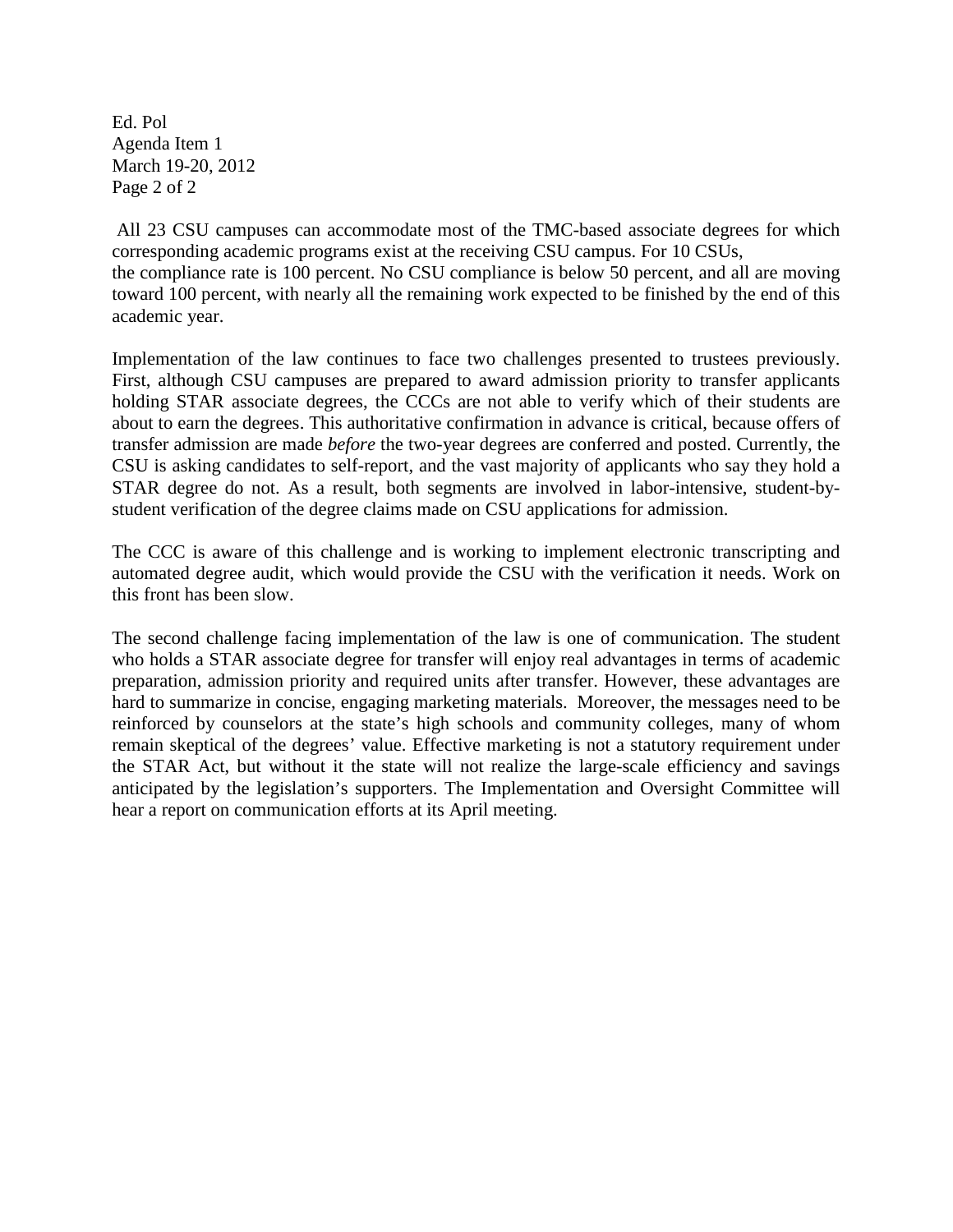All 23 CSU campuses can accommodate most of the TMC-based associate degrees for which corresponding academic programs exist at the receiving CSU campus. For 10 CSUs, the compliance rate is 100 percent. No CSU compliance is below 50 percent, and all are moving toward 100 percent, with nearly all the remaining work expected to be finished by the end of this academic year.

Implementation of the law continues to face two challenges presented to trustees previously. First, although CSU campuses are prepared to award admission priority to transfer applicants holding STAR associate degrees, the CCCs are not able to verify which of their students are about to earn the degrees. This authoritative confirmation in advance is critical, because offers of transfer admission are made *before* the two-year degrees are conferred and posted. Currently, the CSU is asking candidates to self-report, and the vast majority of applicants who say they hold a STAR degree do not. As a result, both segments are involved in labor-intensive, student-by-student verification of the degree claims made on CSU applications for admission.

The CCC is aware of this challenge and is working to implement electronic transcripting and automated degree audit, which would provide the CSU with the verification it needs. Work on this front has been slow.

The second challenge facing implementation of the law is one of communication. The student who holds a STAR associate degree for transfer will enjoy real advantages in terms of academic preparation, admission priority and required units after transfer. However, these advantages are hard to summarize in concise, engaging marketing materials. Moreover, the messages need to be reinforced by counselors at the state's high schools and community colleges, many of whom remain skeptical of the degrees' value. Effective marketing is not a statutory requirement under the STAR Act, but without it the state will not realize the large-scale efficiency and savings anticipated by the legislation's supporters. The Implementation and Oversight Committee will hear a report on communication efforts at its April meeting.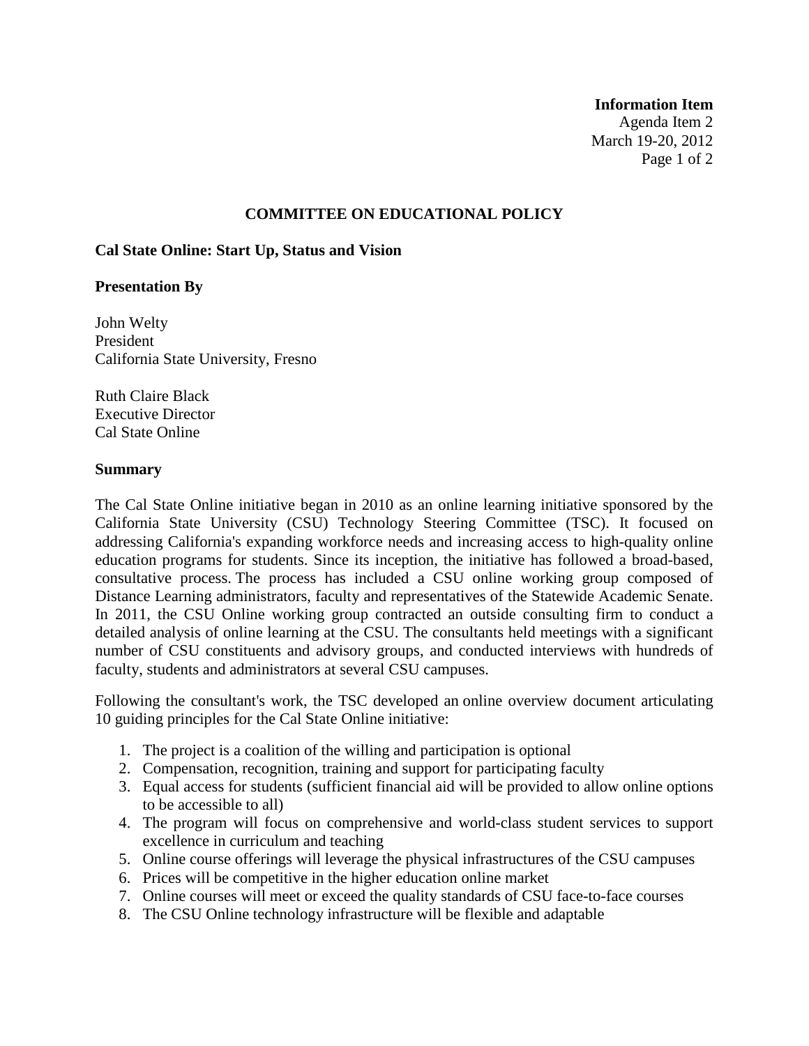**Information Item**
Agenda Item 2
March 19-20, 2012

## COMMITTEE ON EDUCATIONAL POLICY

### Cal State Online: Start Up, Status and Vision

**Presentation By**

John Welty
President
California State University, Fresno

Ruth Claire Black
Executive Director
Cal State Online

**Summary**

The Cal State Online initiative began in 2010 as an online learning initiative sponsored by the California State University (CSU) Technology Steering Committee (TSC). It focused on addressing California's expanding workforce needs and increasing access to high-quality online education programs for students. Since its inception, the initiative has followed a broad-based, consultative process. The process has included a CSU online working group composed of Distance Learning administrators, faculty and representatives of the Statewide Academic Senate. In 2011, the CSU Online working group contracted an outside consulting firm to conduct a detailed analysis of online learning at the CSU. The consultants held meetings with a significant number of CSU constituents and advisory groups, and conducted interviews with hundreds of faculty, students and administrators at several CSU campuses.

Following the consultant's work, the TSC developed an online overview document articulating 10 guiding principles for the Cal State Online initiative:

1. The project is a coalition of the willing and participation is optional
2. Compensation, recognition, training and support for participating faculty
3. Equal access for students (sufficient financial aid will be provided to allow online options to be accessible to all)
4. The program will focus on comprehensive and world-class student services to support excellence in curriculum and teaching
5. Online course offerings will leverage the physical infrastructures of the CSU campuses
6. Prices will be competitive in the higher education online market
7. Online courses will meet or exceed the quality standards of CSU face-to-face courses
8. The CSU Online technology infrastructure will be flexible and adaptable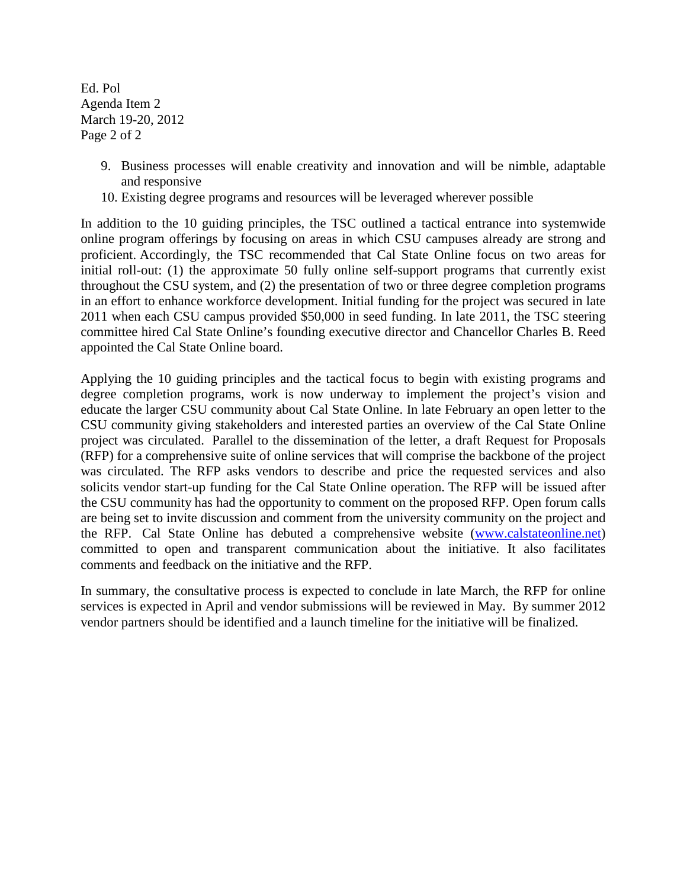9. Business processes will enable creativity and innovation and will be nimble, adaptable and responsive
10. Existing degree programs and resources will be leveraged wherever possible

In addition to the 10 guiding principles, the TSC outlined a tactical entrance into systemwide online program offerings by focusing on areas in which CSU campuses already are strong and proficient. Accordingly, the TSC recommended that Cal State Online focus on two areas for initial roll-out: (1) the approximate 50 fully online self-support programs that currently exist throughout the CSU system, and (2) the presentation of two or three degree completion programs in an effort to enhance workforce development. Initial funding for the project was secured in late 2011 when each CSU campus provided $50,000 in seed funding. In late 2011, the TSC steering committee hired Cal State Online's founding executive director and Chancellor Charles B. Reed appointed the Cal State Online board.

Applying the 10 guiding principles and the tactical focus to begin with existing programs and degree completion programs, work is now underway to implement the project's vision and educate the larger CSU community about Cal State Online. In late February an open letter to the CSU community giving stakeholders and interested parties an overview of the Cal State Online project was circulated. Parallel to the dissemination of the letter, a draft Request for Proposals (RFP) for a comprehensive suite of online services that will comprise the backbone of the project was circulated. The RFP asks vendors to describe and price the requested services and also solicits vendor start-up funding for the Cal State Online operation. The RFP will be issued after the CSU community has had the opportunity to comment on the proposed RFP. Open forum calls are being set to invite discussion and comment from the university community on the project and the RFP. Cal State Online has debuted a comprehensive website (www.calstateonline.net) committed to open and transparent communication about the initiative. It also facilitates comments and feedback on the initiative and the RFP.

In summary, the consultative process is expected to conclude in late March, the RFP for online services is expected in April and vendor submissions will be reviewed in May. By summer 2012 vendor partners should be identified and a launch timeline for the initiative will be finalized.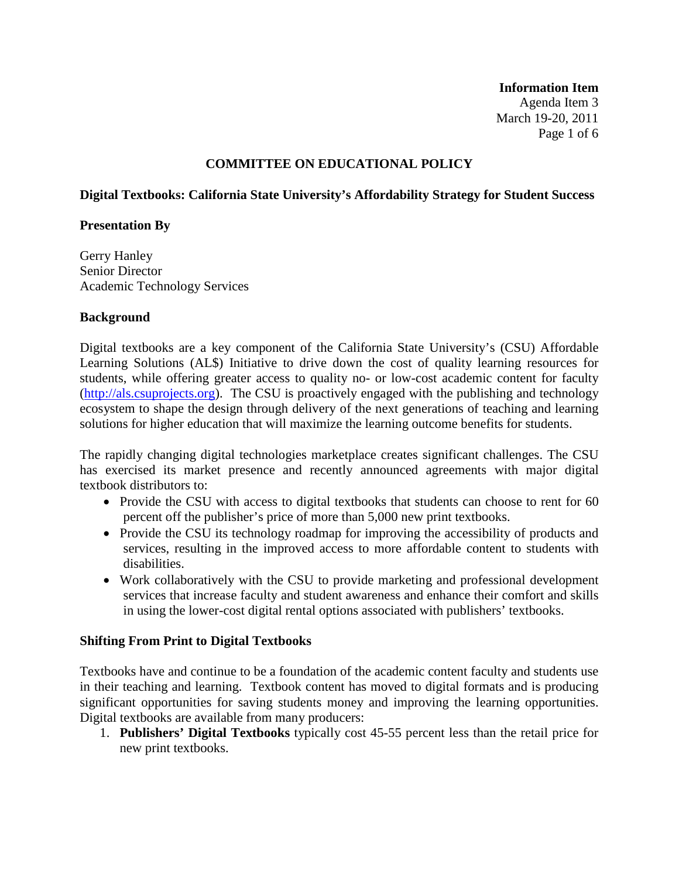**Information Item**
Agenda Item 3
March 19-20, 2011

## COMMITTEE ON EDUCATIONAL POLICY

### Digital Textbooks: California State University's Affordability Strategy for Student Success

**Presentation By**

Gerry Hanley
Senior Director
Academic Technology Services

**Background**

Digital textbooks are a key component of the California State University's (CSU) Affordable Learning Solutions (AL$) Initiative to drive down the cost of quality learning resources for students, while offering greater access to quality no- or low-cost academic content for faculty (http://als.csuprojects.org). The CSU is proactively engaged with the publishing and technology ecosystem to shape the design through delivery of the next generations of teaching and learning solutions for higher education that will maximize the learning outcome benefits for students.

The rapidly changing digital technologies marketplace creates significant challenges. The CSU has exercised its market presence and recently announced agreements with major digital textbook distributors to:

- Provide the CSU with access to digital textbooks that students can choose to rent for 60 percent off the publisher's price of more than 5,000 new print textbooks.
- Provide the CSU its technology roadmap for improving the accessibility of products and services, resulting in the improved access to more affordable content to students with disabilities.
- Work collaboratively with the CSU to provide marketing and professional development services that increase faculty and student awareness and enhance their comfort and skills in using the lower-cost digital rental options associated with publishers' textbooks.

**Shifting From Print to Digital Textbooks**

Textbooks have and continue to be a foundation of the academic content faculty and students use in their teaching and learning. Textbook content has moved to digital formats and is producing significant opportunities for saving students money and improving the learning opportunities. Digital textbooks are available from many producers:

1. **Publishers' Digital Textbooks** typically cost 45-55 percent less than the retail price for new print textbooks.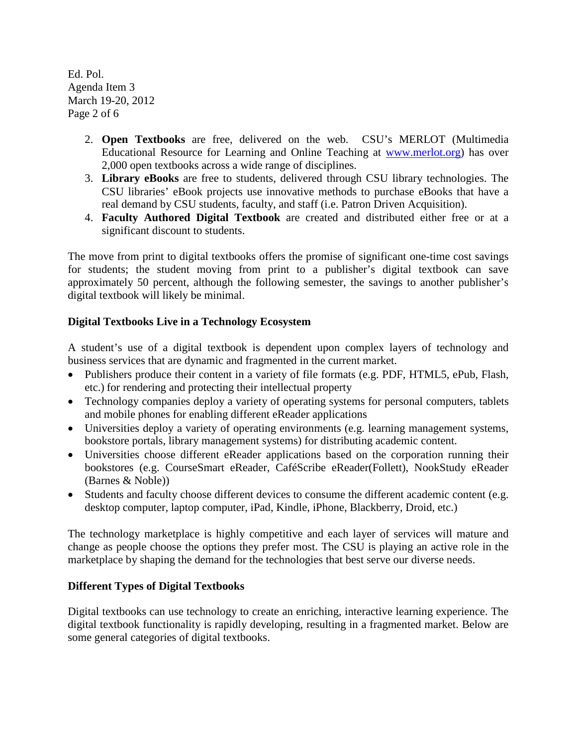2. **Open Textbooks** are free, delivered on the web. CSU's MERLOT (Multimedia Educational Resource for Learning and Online Teaching at www.merlot.org) has over 2,000 open textbooks across a wide range of disciplines.
3. **Library eBooks** are free to students, delivered through CSU library technologies. The CSU libraries' eBook projects use innovative methods to purchase eBooks that have a real demand by CSU students, faculty, and staff (i.e. Patron Driven Acquisition).
4. **Faculty Authored Digital Textbook** are created and distributed either free or at a significant discount to students.

The move from print to digital textbooks offers the promise of significant one-time cost savings for students; the student moving from print to a publisher's digital textbook can save approximately 50 percent, although the following semester, the savings to another publisher's digital textbook will likely be minimal.

### Digital Textbooks Live in a Technology Ecosystem

A student's use of a digital textbook is dependent upon complex layers of technology and business services that are dynamic and fragmented in the current market.

- Publishers produce their content in a variety of file formats (e.g. PDF, HTML5, ePub, Flash, etc.) for rendering and protecting their intellectual property
- Technology companies deploy a variety of operating systems for personal computers, tablets and mobile phones for enabling different eReader applications
- Universities deploy a variety of operating environments (e.g. learning management systems, bookstore portals, library management systems) for distributing academic content.
- Universities choose different eReader applications based on the corporation running their bookstores (e.g. CourseSmart eReader, CaféScribe eReader(Follett), NookStudy eReader (Barnes & Noble))
- Students and faculty choose different devices to consume the different academic content (e.g. desktop computer, laptop computer, iPad, Kindle, iPhone, Blackberry, Droid, etc.)

The technology marketplace is highly competitive and each layer of services will mature and change as people choose the options they prefer most. The CSU is playing an active role in the marketplace by shaping the demand for the technologies that best serve our diverse needs.

### Different Types of Digital Textbooks

Digital textbooks can use technology to create an enriching, interactive learning experience. The digital textbook functionality is rapidly developing, resulting in a fragmented market. Below are some general categories of digital textbooks.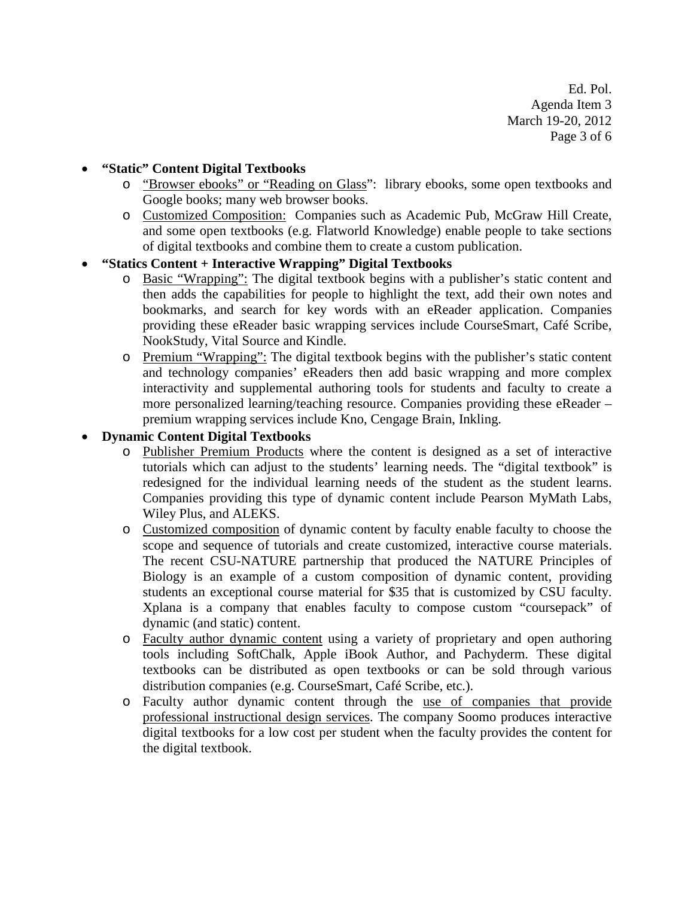- **"Static" Content Digital Textbooks**
  - "Browser ebooks" or "Reading on Glass": library ebooks, some open textbooks and Google books; many web browser books.
  - Customized Composition: Companies such as Academic Pub, McGraw Hill Create, and some open textbooks (e.g. Flatworld Knowledge) enable people to take sections of digital textbooks and combine them to create a custom publication.
- **"Statics Content + Interactive Wrapping" Digital Textbooks**
  - Basic "Wrapping": The digital textbook begins with a publisher's static content and then adds the capabilities for people to highlight the text, add their own notes and bookmarks, and search for key words with an eReader application. Companies providing these eReader basic wrapping services include CourseSmart, Café Scribe, NookStudy, Vital Source and Kindle.
  - Premium "Wrapping": The digital textbook begins with the publisher's static content and technology companies' eReaders then add basic wrapping and more complex interactivity and supplemental authoring tools for students and faculty to create a more personalized learning/teaching resource. Companies providing these eReader – premium wrapping services include Kno, Cengage Brain, Inkling.
- **Dynamic Content Digital Textbooks**
  - Publisher Premium Products where the content is designed as a set of interactive tutorials which can adjust to the students' learning needs. The "digital textbook" is redesigned for the individual learning needs of the student as the student learns. Companies providing this type of dynamic content include Pearson MyMath Labs, Wiley Plus, and ALEKS.
  - Customized composition of dynamic content by faculty enable faculty to choose the scope and sequence of tutorials and create customized, interactive course materials. The recent CSU-NATURE partnership that produced the NATURE Principles of Biology is an example of a custom composition of dynamic content, providing students an exceptional course material for $35 that is customized by CSU faculty. Xplana is a company that enables faculty to compose custom "coursepack" of dynamic (and static) content.
  - Faculty author dynamic content using a variety of proprietary and open authoring tools including SoftChalk, Apple iBook Author, and Pachyderm. These digital textbooks can be distributed as open textbooks or can be sold through various distribution companies (e.g. CourseSmart, Café Scribe, etc.).
  - Faculty author dynamic content through the use of companies that provide professional instructional design services. The company Soomo produces interactive digital textbooks for a low cost per student when the faculty provides the content for the digital textbook.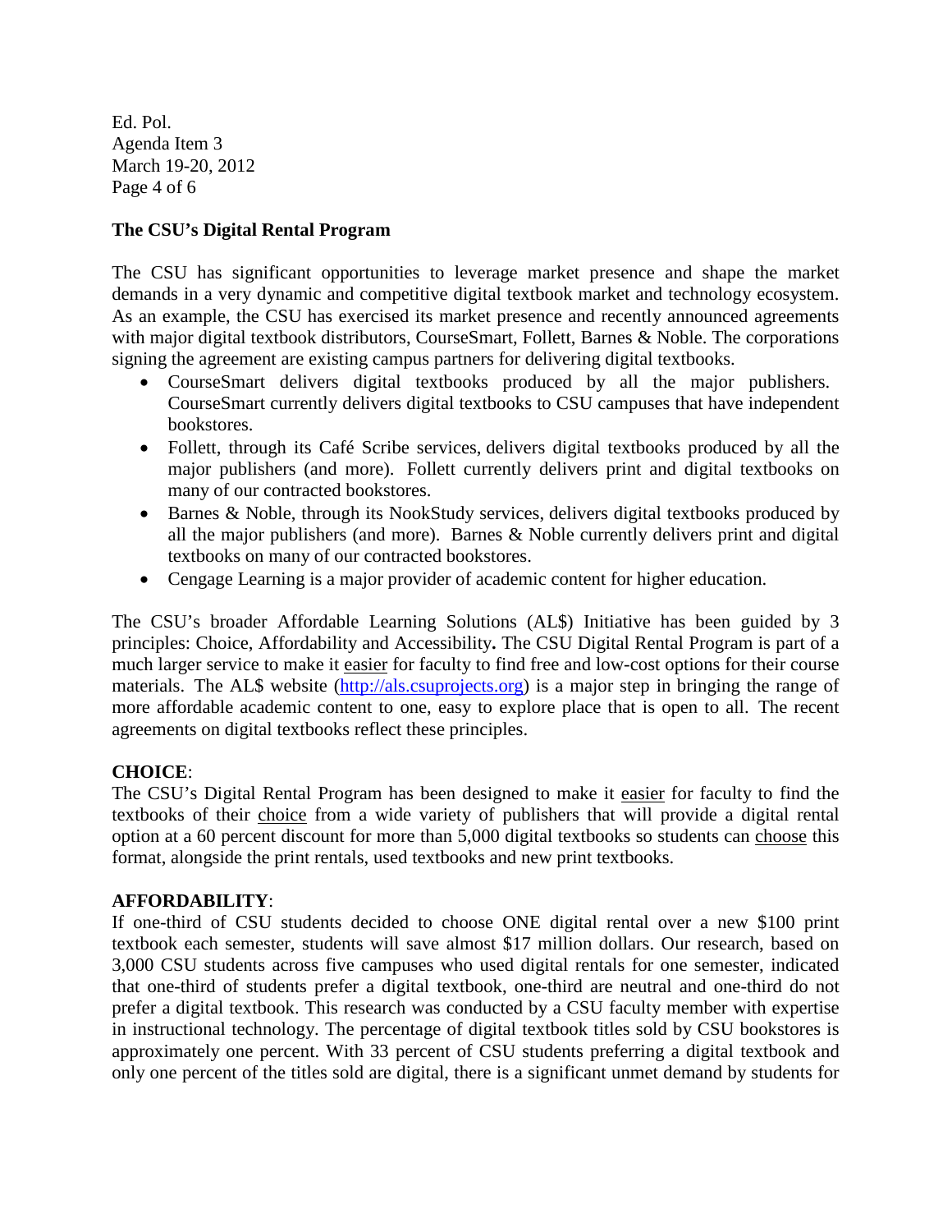**The CSU's Digital Rental Program**

The CSU has significant opportunities to leverage market presence and shape the market demands in a very dynamic and competitive digital textbook market and technology ecosystem. As an example, the CSU has exercised its market presence and recently announced agreements with major digital textbook distributors, CourseSmart, Follett, Barnes & Noble. The corporations signing the agreement are existing campus partners for delivering digital textbooks.

- CourseSmart delivers digital textbooks produced by all the major publishers. CourseSmart currently delivers digital textbooks to CSU campuses that have independent bookstores.
- Follett, through its Café Scribe services, delivers digital textbooks produced by all the major publishers (and more). Follett currently delivers print and digital textbooks on many of our contracted bookstores.
- Barnes & Noble, through its NookStudy services, delivers digital textbooks produced by all the major publishers (and more). Barnes & Noble currently delivers print and digital textbooks on many of our contracted bookstores.
- Cengage Learning is a major provider of academic content for higher education.

The CSU's broader Affordable Learning Solutions (AL$) Initiative has been guided by 3 principles: Choice, Affordability and Accessibility**.** The CSU Digital Rental Program is part of a much larger service to make it easier for faculty to find free and low-cost options for their course materials. The AL$ website (http://als.csuprojects.org) is a major step in bringing the range of more affordable academic content to one, easy to explore place that is open to all. The recent agreements on digital textbooks reflect these principles.

**CHOICE**:
The CSU's Digital Rental Program has been designed to make it easier for faculty to find the textbooks of their choice from a wide variety of publishers that will provide a digital rental option at a 60 percent discount for more than 5,000 digital textbooks so students can choose this format, alongside the print rentals, used textbooks and new print textbooks.

**AFFORDABILITY**:
If one-third of CSU students decided to choose ONE digital rental over a new $100 print textbook each semester, students will save almost $17 million dollars. Our research, based on 3,000 CSU students across five campuses who used digital rentals for one semester, indicated that one-third of students prefer a digital textbook, one-third are neutral and one-third do not prefer a digital textbook. This research was conducted by a CSU faculty member with expertise in instructional technology. The percentage of digital textbook titles sold by CSU bookstores is approximately one percent. With 33 percent of CSU students preferring a digital textbook and only one percent of the titles sold are digital, there is a significant unmet demand by students for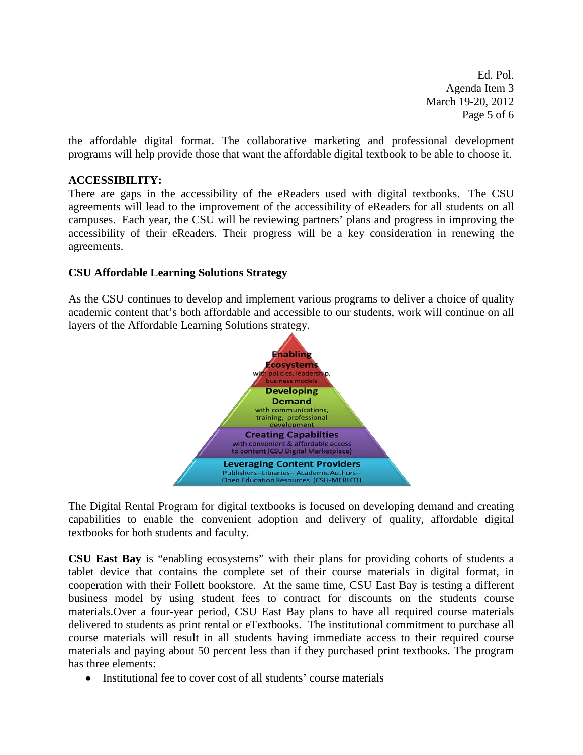the affordable digital format. The collaborative marketing and professional development programs will help provide those that want the affordable digital textbook to be able to choose it.

**ACCESSIBILITY:**
There are gaps in the accessibility of the eReaders used with digital textbooks. The CSU agreements will lead to the improvement of the accessibility of eReaders for all students on all campuses. Each year, the CSU will be reviewing partners' plans and progress in improving the accessibility of their eReaders. Their progress will be a key consideration in renewing the agreements.

**CSU Affordable Learning Solutions Strategy**

As the CSU continues to develop and implement various programs to deliver a choice of quality academic content that's both affordable and accessible to our students, work will continue on all layers of the Affordable Learning Solutions strategy.

**Enabling Ecosystems** with policies, leadership, business models

**Developing Demand** with communications, training, professional development

**Creating Capabilties** with convenient & affordable access to content (CSU Digital Marketplace)

**Leveraging Content Providers** Publishers--Libraries-- Academic Authors-- Open Education Resources (CSU-MERLOT)

The Digital Rental Program for digital textbooks is focused on developing demand and creating capabilities to enable the convenient adoption and delivery of quality, affordable digital textbooks for both students and faculty.

**CSU East Bay** is "enabling ecosystems" with their plans for providing cohorts of students a tablet device that contains the complete set of their course materials in digital format, in cooperation with their Follett bookstore. At the same time, CSU East Bay is testing a different business model by using student fees to contract for discounts on the students course materials.Over a four-year period, CSU East Bay plans to have all required course materials delivered to students as print rental or eTextbooks. The institutional commitment to purchase all course materials will result in all students having immediate access to their required course materials and paying about 50 percent less than if they purchased print textbooks. The program has three elements:

- Institutional fee to cover cost of all students' course materials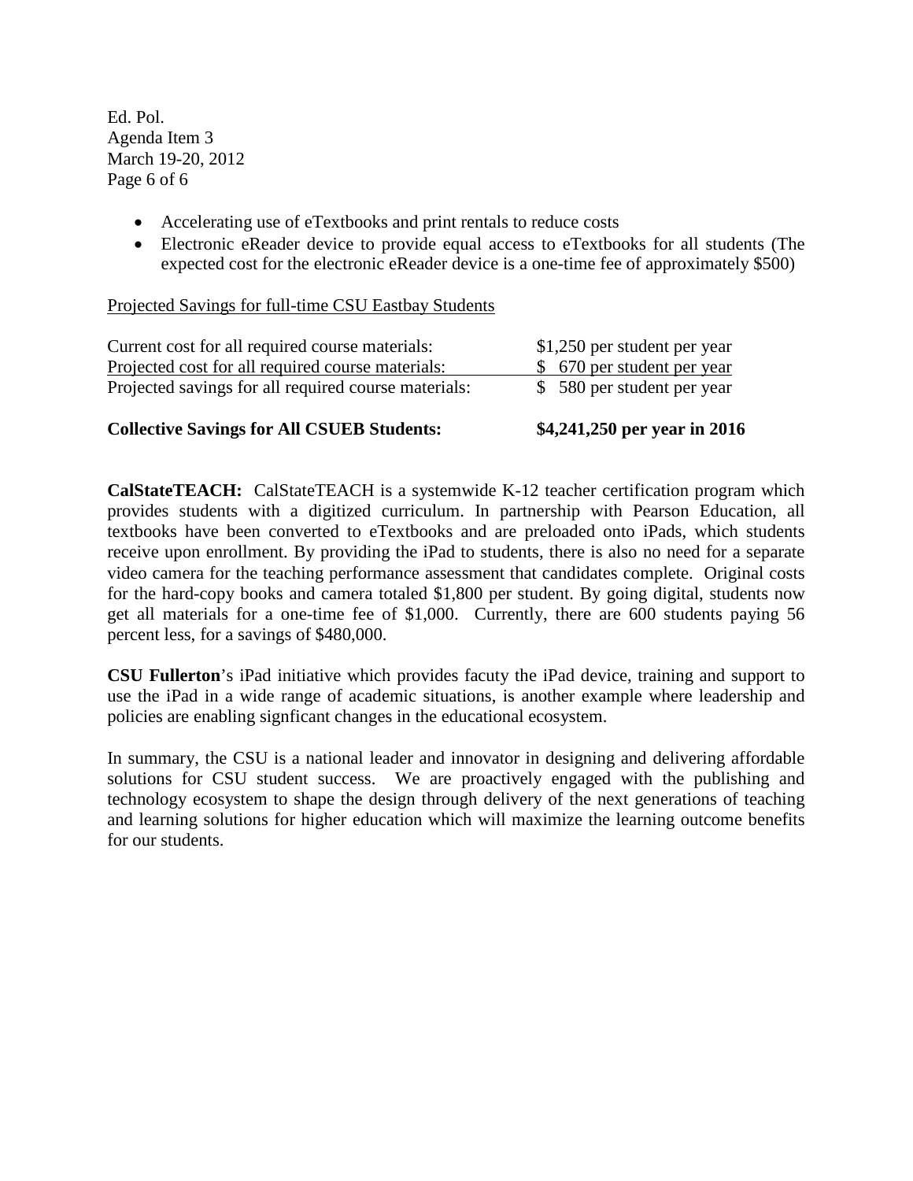- Accelerating use of eTextbooks and print rentals to reduce costs
- Electronic eReader device to provide equal access to eTextbooks for all students (The expected cost for the electronic eReader device is a one-time fee of approximately $500)

Projected Savings for full-time CSU Eastbay Students

| | |
|---|---|
| Current cost for all required course materials: | $1,250 per student per year |
| Projected cost for all required course materials: | $ 670 per student per year |
| Projected savings for all required course materials: | $ 580 per student per year |
| **Collective Savings for All CSUEB Students:** | **$4,241,250 per year in 2016** |

**CalStateTEACH:** CalStateTEACH is a systemwide K-12 teacher certification program which provides students with a digitized curriculum. In partnership with Pearson Education, all textbooks have been converted to eTextbooks and are preloaded onto iPads, which students receive upon enrollment. By providing the iPad to students, there is also no need for a separate video camera for the teaching performance assessment that candidates complete. Original costs for the hard-copy books and camera totaled $1,800 per student. By going digital, students now get all materials for a one-time fee of $1,000. Currently, there are 600 students paying 56 percent less, for a savings of $480,000.

**CSU Fullerton**'s iPad initiative which provides facuty the iPad device, training and support to use the iPad in a wide range of academic situations, is another example where leadership and policies are enabling signficant changes in the educational ecosystem.

In summary, the CSU is a national leader and innovator in designing and delivering affordable solutions for CSU student success. We are proactively engaged with the publishing and technology ecosystem to shape the design through delivery of the next generations of teaching and learning solutions for higher education which will maximize the learning outcome benefits for our students.